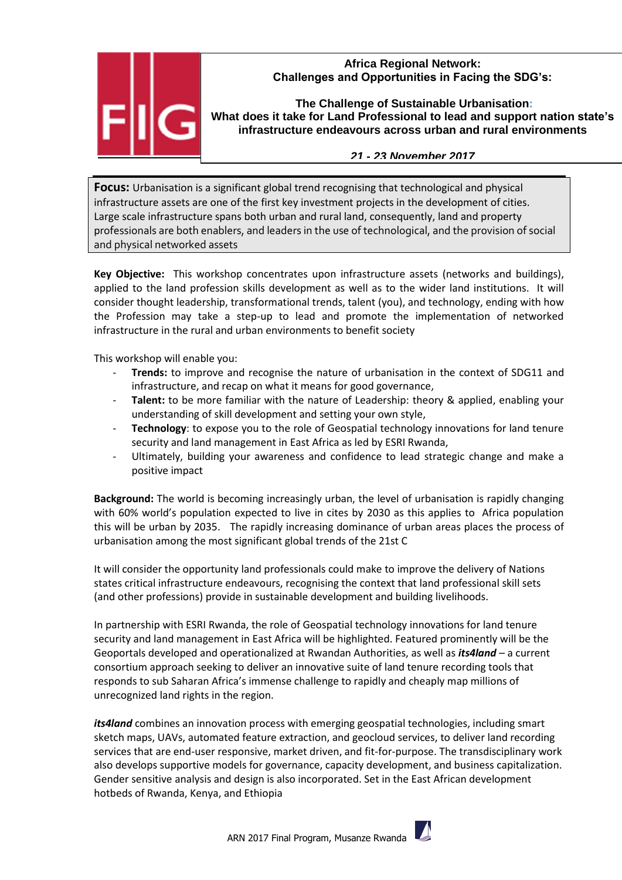# Africa Regional Network: Challenges and Opportunities in Facing the SDG's:

## The Challenge of Sustainable Urbanisation: What does it take for Land Professional to lead and support nation state's infrastructure endeavours across urban and rural environments

***21 - 23 November 2017***

**Focus:** Urbanisation is a significant global trend recognising that technological and physical infrastructure assets are one of the first key investment projects in the development of cities. Large scale infrastructure spans both urban and rural land, consequently, land and property professionals are both enablers, and leaders in the use of technological, and the provision of social and physical networked assets

**Key Objective:** This workshop concentrates upon infrastructure assets (networks and buildings), applied to the land profession skills development as well as to the wider land institutions. It will consider thought leadership, transformational trends, talent (you), and technology, ending with how the Profession may take a step-up to lead and promote the implementation of networked infrastructure in the rural and urban environments to benefit society

This workshop will enable you:

- **Trends:** to improve and recognise the nature of urbanisation in the context of SDG11 and infrastructure, and recap on what it means for good governance,
- **Talent:** to be more familiar with the nature of Leadership: theory & applied, enabling your understanding of skill development and setting your own style,
- **Technology**: to expose you to the role of Geospatial technology innovations for land tenure security and land management in East Africa as led by ESRI Rwanda,
- Ultimately, building your awareness and confidence to lead strategic change and make a positive impact

**Background:** The world is becoming increasingly urban, the level of urbanisation is rapidly changing with 60% world's population expected to live in cites by 2030 as this applies to Africa population this will be urban by 2035. The rapidly increasing dominance of urban areas places the process of urbanisation among the most significant global trends of the 21st C

It will consider the opportunity land professionals could make to improve the delivery of Nations states critical infrastructure endeavours, recognising the context that land professional skill sets (and other professions) provide in sustainable development and building livelihoods.

In partnership with ESRI Rwanda, the role of Geospatial technology innovations for land tenure security and land management in East Africa will be highlighted. Featured prominently will be the Geoportals developed and operationalized at Rwandan Authorities, as well as ***its4land*** – a current consortium approach seeking to deliver an innovative suite of land tenure recording tools that responds to sub Saharan Africa's immense challenge to rapidly and cheaply map millions of unrecognized land rights in the region.

***its4land*** combines an innovation process with emerging geospatial technologies, including smart sketch maps, UAVs, automated feature extraction, and geocloud services, to deliver land recording services that are end-user responsive, market driven, and fit-for-purpose. The transdisciplinary work also develops supportive models for governance, capacity development, and business capitalization. Gender sensitive analysis and design is also incorporated. Set in the East African development hotbeds of Rwanda, Kenya, and Ethiopia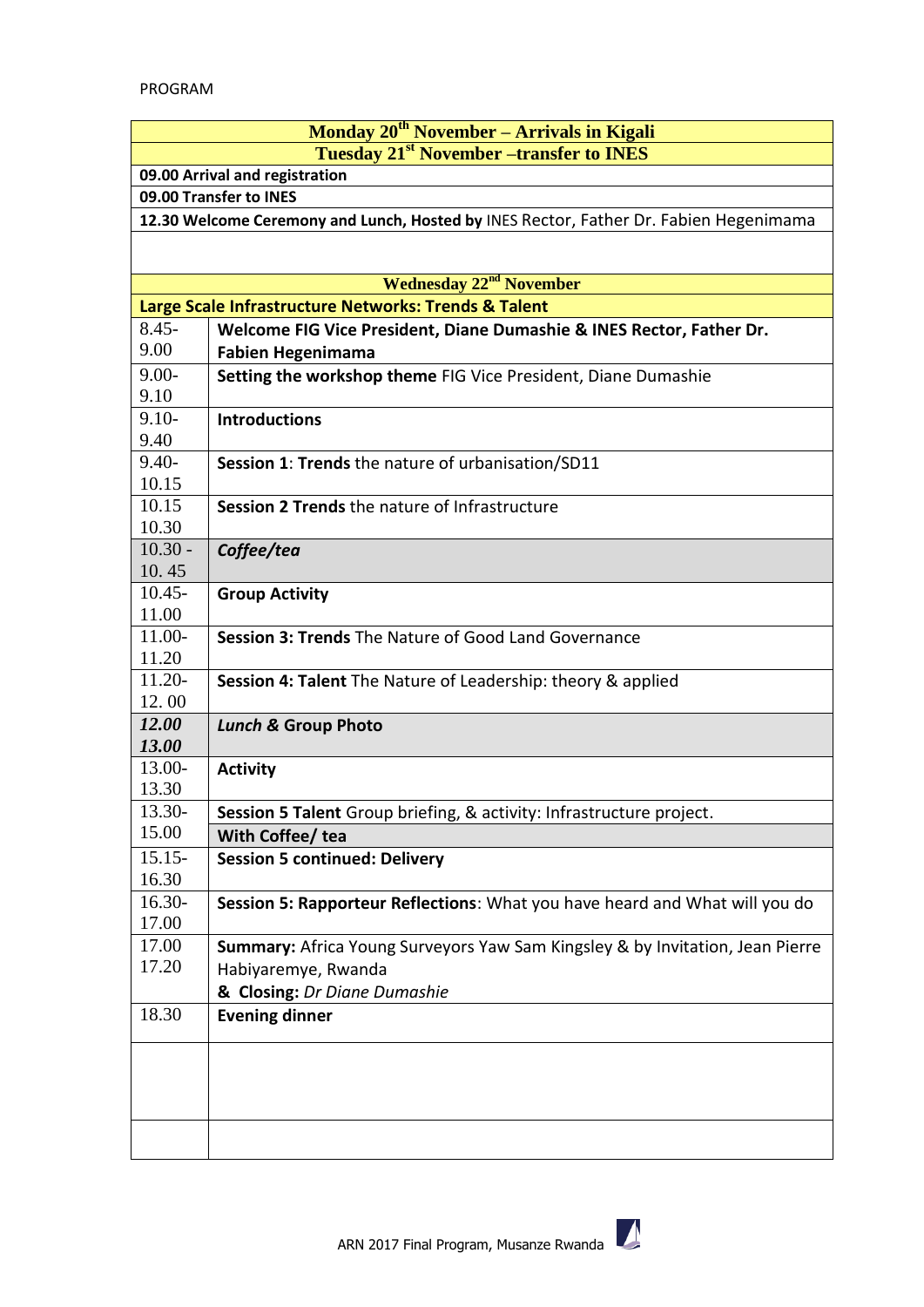PROGRAM

| **Monday 20th November – Arrivals in Kigali** | |
|---|---|
| **Tuesday 21st November –transfer to INES** | |
| **09.00 Arrival and registration** | |
| **09.00 Transfer to INES** | |
| **12.30 Welcome Ceremony and Lunch, Hosted by** INES Rector, Father Dr. Fabien Hegenimama | |
| | |
| **Wednesday 22nd November** | |
| **Large Scale Infrastructure Networks: Trends & Talent** | |
| 8.45-9.00 | **Welcome FIG Vice President, Diane Dumashie & INES Rector, Father Dr. Fabien Hegenimama** |
| 9.00-9.10 | **Setting the workshop theme** FIG Vice President, Diane Dumashie |
| 9.10-9.40 | **Introductions** |
| 9.40-10.15 | **Session 1**: **Trends** the nature of urbanisation/SD11 |
| 10.15 10.30 | **Session 2 Trends** the nature of Infrastructure |
| 10.30 - 10. 45 | ***Coffee/tea*** |
| 10.45-11.00 | **Group Activity** |
| 11.00-11.20 | **Session 3: Trends** The Nature of Good Land Governance |
| 11.20-12. 00 | **Session 4: Talent** The Nature of Leadership: theory & applied |
| ***12.00 13.00*** | ***Lunch &* Group Photo** |
| 13.00-13.30 | **Activity** |
| 13.30-15.00 | **Session 5 Talent** Group briefing, & activity: Infrastructure project. **With Coffee/ tea** |
| 15.15-16.30 | **Session 5 continued: Delivery** |
| 16.30-17.00 | **Session 5: Rapporteur Reflections**: What you have heard and What will you do |
| 17.00 17.20 | **Summary:** Africa Young Surveyors Yaw Sam Kingsley & by Invitation, Jean Pierre Habiyaremye, Rwanda **& Closing:** *Dr Diane Dumashie* |
| 18.30 | **Evening dinner** |
| | |
| | |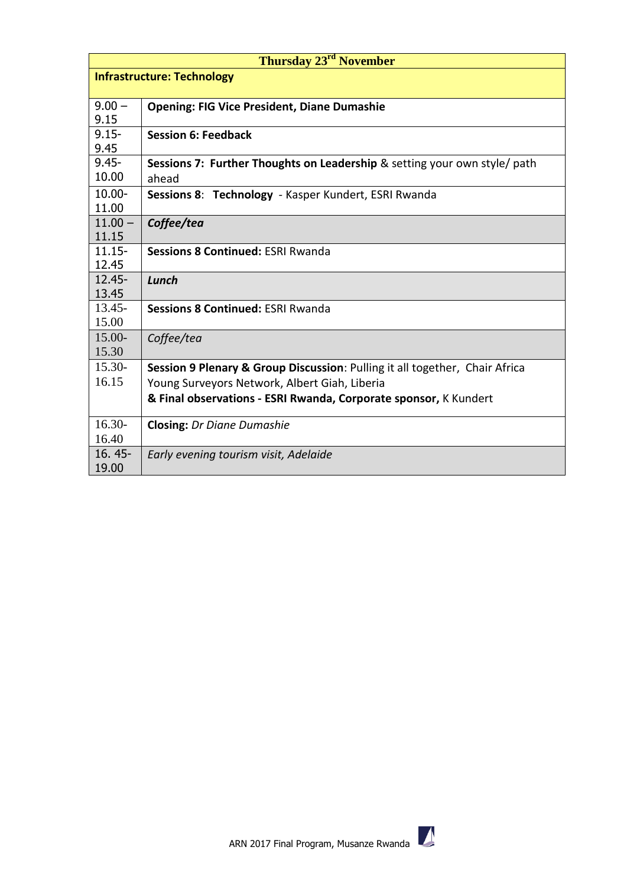| Thursday 23rd November | |
|---|---|
| **Infrastructure: Technology** | |
| 9.00 – 9.15 | **Opening: FIG Vice President, Diane Dumashie** |
| 9.15-9.45 | **Session 6: Feedback** |
| 9.45-10.00 | **Sessions 7: Further Thoughts on Leadership** & setting your own style/ path ahead |
| 10.00-11.00 | **Sessions 8**: **Technology** - Kasper Kundert, ESRI Rwanda |
| 11.00 – 11.15 | ***Coffee/tea*** |
| 11.15-12.45 | **Sessions 8 Continued:** ESRI Rwanda |
| 12.45-13.45 | ***Lunch*** |
| 13.45-15.00 | **Sessions 8 Continued:** ESRI Rwanda |
| 15.00-15.30 | *Coffee/tea* |
| 15.30-16.15 | **Session 9 Plenary & Group Discussion**: Pulling it all together, Chair Africa Young Surveyors Network, Albert Giah, Liberia<br>**& Final observations - ESRI Rwanda, Corporate sponsor,** K Kundert |
| 16.30-16.40 | **Closing:** *Dr Diane Dumashie* |
| 16. 45-19.00 | *Early evening tourism visit, Adelaide* |